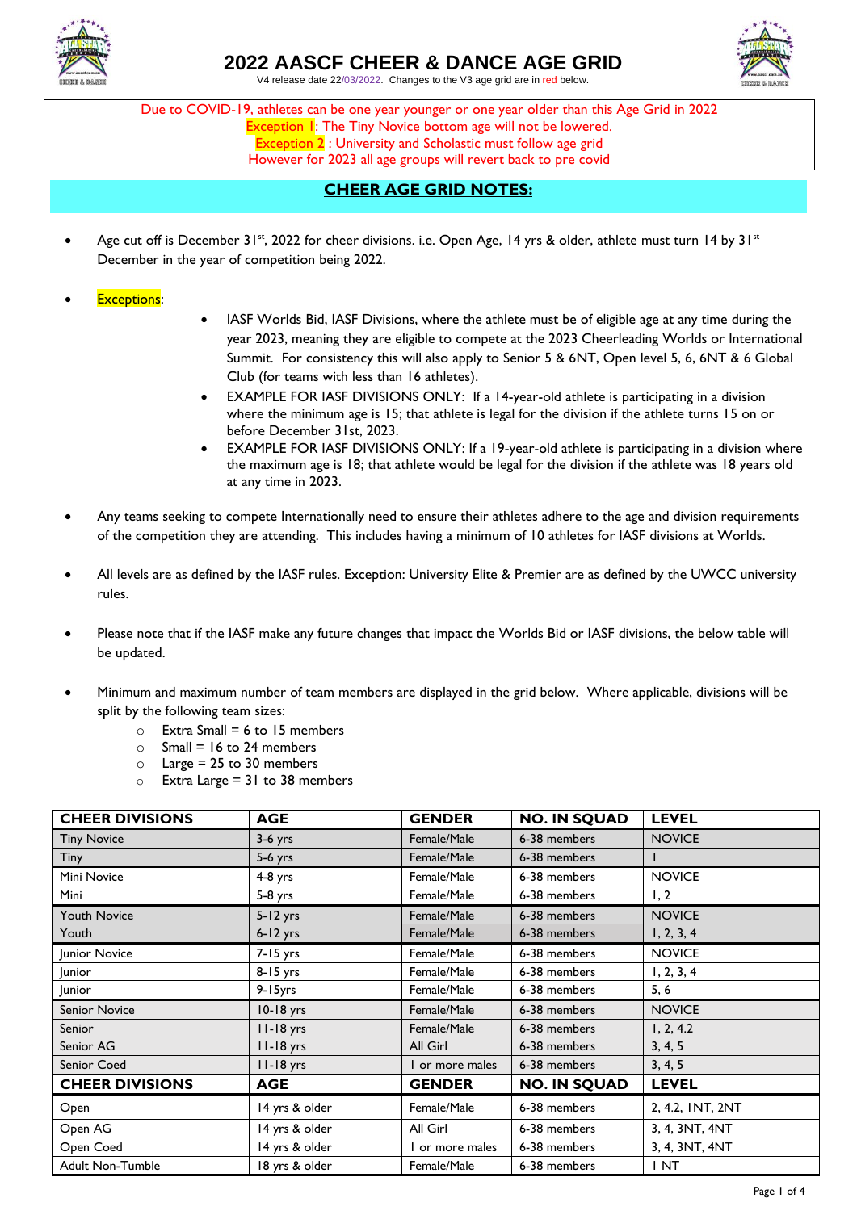# 2022 AASCF CHEER & DANCE AGE GRID

V4 release date 22/03/2022. Changes to the V3 age grid are in red below.

Due to COVID-19, athletes can be one year younger or one year older than this Age Grid in 2022
Exception 1: The Tiny Novice bottom age will not be lowered.
Exception 2 : University and Scholastic must follow age grid
However for 2023 all age groups will revert back to pre covid

## CHEER AGE GRID NOTES:

- Age cut off is December 31st, 2022 for cheer divisions. i.e. Open Age, 14 yrs & older, athlete must turn 14 by 31st December in the year of competition being 2022.

- Exceptions:
    - IASF Worlds Bid, IASF Divisions, where the athlete must be of eligible age at any time during the year 2023, meaning they are eligible to compete at the 2023 Cheerleading Worlds or International Summit. For consistency this will also apply to Senior 5 & 6NT, Open level 5, 6, 6NT & 6 Global Club (for teams with less than 16 athletes).
    - EXAMPLE FOR IASF DIVISIONS ONLY: If a 14-year-old athlete is participating in a division where the minimum age is 15; that athlete is legal for the division if the athlete turns 15 on or before December 31st, 2023.
    - EXAMPLE FOR IASF DIVISIONS ONLY: If a 19-year-old athlete is participating in a division where the maximum age is 18; that athlete would be legal for the division if the athlete was 18 years old at any time in 2023.

- Any teams seeking to compete Internationally need to ensure their athletes adhere to the age and division requirements of the competition they are attending. This includes having a minimum of 10 athletes for IASF divisions at Worlds.

- All levels are as defined by the IASF rules. Exception: University Elite & Premier are as defined by the UWCC university rules.

- Please note that if the IASF make any future changes that impact the Worlds Bid or IASF divisions, the below table will be updated.

- Minimum and maximum number of team members are displayed in the grid below. Where applicable, divisions will be split by the following team sizes:
    - Extra Small = 6 to 15 members
    - Small = 16 to 24 members
    - Large = 25 to 30 members
    - Extra Large = 31 to 38 members

| CHEER DIVISIONS | AGE | GENDER | NO. IN SQUAD | LEVEL |
|---|---|---|---|---|
| Tiny Novice | 3-6 yrs | Female/Male | 6-38 members | NOVICE |
| Tiny | 5-6 yrs | Female/Male | 6-38 members | 1 |
| Mini Novice | 4-8 yrs | Female/Male | 6-38 members | NOVICE |
| Mini | 5-8 yrs | Female/Male | 6-38 members | 1, 2 |
| Youth Novice | 5-12 yrs | Female/Male | 6-38 members | NOVICE |
| Youth | 6-12 yrs | Female/Male | 6-38 members | 1, 2, 3, 4 |
| Junior Novice | 7-15 yrs | Female/Male | 6-38 members | NOVICE |
| Junior | 8-15 yrs | Female/Male | 6-38 members | 1, 2, 3, 4 |
| Junior | 9-15yrs | Female/Male | 6-38 members | 5, 6 |
| Senior Novice | 10-18 yrs | Female/Male | 6-38 members | NOVICE |
| Senior | 11-18 yrs | Female/Male | 6-38 members | 1, 2, 4.2 |
| Senior AG | 11-18 yrs | All Girl | 6-38 members | 3, 4, 5 |
| Senior Coed | 11-18 yrs | 1 or more males | 6-38 members | 3, 4, 5 |
| **CHEER DIVISIONS** | **AGE** | **GENDER** | **NO. IN SQUAD** | **LEVEL** |
| Open | 14 yrs & older | Female/Male | 6-38 members | 2, 4.2, 1NT, 2NT |
| Open AG | 14 yrs & older | All Girl | 6-38 members | 3, 4, 3NT, 4NT |
| Open Coed | 14 yrs & older | 1 or more males | 6-38 members | 3, 4, 3NT, 4NT |
| Adult Non-Tumble | 18 yrs & older | Female/Male | 6-38 members | 1 NT |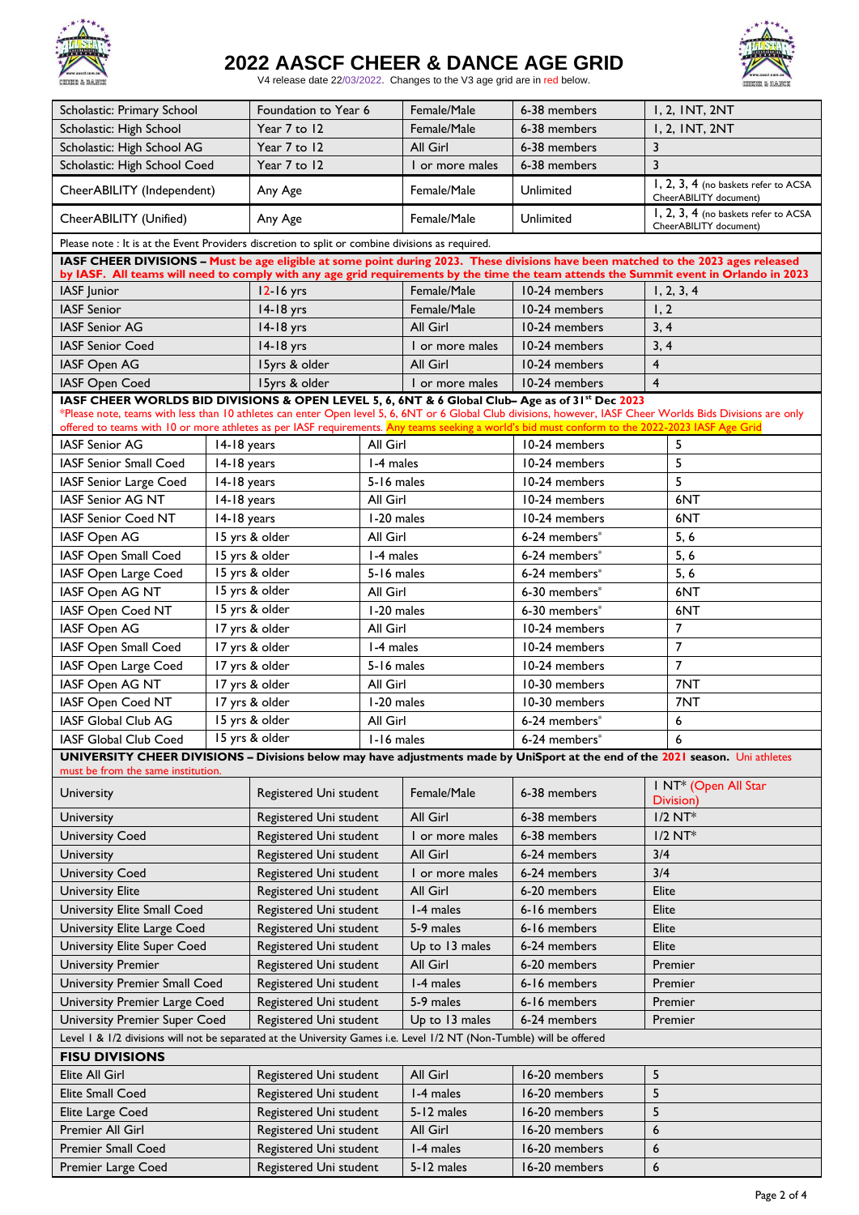# 2022 AASCF CHEER & DANCE AGE GRID

V4 release date 22/03/2022. Changes to the V3 age grid are in red below.

| Division | Age | Gender | Members | Levels |
|---|---|---|---|---|
| Scholastic: Primary School | Foundation to Year 6 | Female/Male | 6-38 members | 1, 2, 1NT, 2NT |
| Scholastic: High School | Year 7 to 12 | Female/Male | 6-38 members | 1, 2, 1NT, 2NT |
| Scholastic: High School AG | Year 7 to 12 | All Girl | 6-38 members | 3 |
| Scholastic: High School Coed | Year 7 to 12 | 1 or more males | 6-38 members | 3 |
| CheerABILITY (Independent) | Any Age | Female/Male | Unlimited | 1, 2, 3, 4 (no baskets refer to ACSA CheerABILITY document) |
| CheerABILITY (Unified) | Any Age | Female/Male | Unlimited | 1, 2, 3, 4 (no baskets refer to ACSA CheerABILITY document) |
| Please note : It is at the Event Providers discretion to split or combine divisions as required. | | | | |
| **IASF CHEER DIVISIONS –** Must be age eligible at some point during 2023. These divisions have been matched to the 2023 ages released by IASF. All teams will need to comply with any age grid requirements by the time the team attends the Summit event in Orlando in 2023 | | | | |
| IASF Junior | 12-16 yrs | Female/Male | 10-24 members | 1, 2, 3, 4 |
| IASF Senior | 14-18 yrs | Female/Male | 10-24 members | 1, 2 |
| IASF Senior AG | 14-18 yrs | All Girl | 10-24 members | 3, 4 |
| IASF Senior Coed | 14-18 yrs | 1 or more males | 10-24 members | 3, 4 |
| IASF Open AG | 15yrs & older | All Girl | 10-24 members | 4 |
| IASF Open Coed | 15yrs & older | 1 or more males | 10-24 members | 4 |
| **IASF CHEER WORLDS BID DIVISIONS & OPEN LEVEL 5, 6, 6NT & 6 Global Club– Age as of 31st Dec 2023** *Please note, teams with less than 10 athletes can enter Open level 5, 6NT or 6 Global Club divisions, however, IASF Cheer Worlds Bids Divisions are only offered to teams with 10 or more athletes as per IASF requirements. Any teams seeking a world's bid must conform to the 2022-2023 IASF Age Grid | | | | |
| IASF Senior AG | 14-18 years | All Girl | 10-24 members | 5 |
| IASF Senior Small Coed | 14-18 years | 1-4 males | 10-24 members | 5 |
| IASF Senior Large Coed | 14-18 years | 5-16 males | 10-24 members | 5 |
| IASF Senior AG NT | 14-18 years | All Girl | 10-24 members | 6NT |
| IASF Senior Coed NT | 14-18 years | 1-20 males | 10-24 members | 6NT |
| IASF Open AG | 15 yrs & older | All Girl | 6-24 members* | 5, 6 |
| IASF Open Small Coed | 15 yrs & older | 1-4 males | 6-24 members* | 5, 6 |
| IASF Open Large Coed | 15 yrs & older | 5-16 males | 6-24 members* | 5, 6 |
| IASF Open AG NT | 15 yrs & older | All Girl | 6-30 members* | 6NT |
| IASF Open Coed NT | 15 yrs & older | 1-20 males | 6-30 members* | 6NT |
| IASF Open AG | 17 yrs & older | All Girl | 10-24 members | 7 |
| IASF Open Small Coed | 17 yrs & older | 1-4 males | 10-24 members | 7 |
| IASF Open Large Coed | 17 yrs & older | 5-16 males | 10-24 members | 7 |
| IASF Open AG NT | 17 yrs & older | All Girl | 10-30 members | 7NT |
| IASF Open Coed NT | 17 yrs & older | 1-20 males | 10-30 members | 7NT |
| IASF Global Club AG | 15 yrs & older | All Girl | 6-24 members* | 6 |
| IASF Global Club Coed | 15 yrs & older | 1-16 males | 6-24 members* | 6 |
| **UNIVERSITY CHEER DIVISIONS – Divisions below may have adjustments made by UniSport at the end of the 2021 season.** Uni athletes must be from the same institution. | | | | |
| University | Registered Uni student | Female/Male | 6-38 members | 1 NT* (Open All Star Division) |
| University | Registered Uni student | All Girl | 6-38 members | 1/2 NT* |
| University Coed | Registered Uni student | 1 or more males | 6-38 members | 1/2 NT* |
| University | Registered Uni student | All Girl | 6-24 members | 3/4 |
| University Coed | Registered Uni student | 1 or more males | 6-24 members | 3/4 |
| University Elite | Registered Uni student | All Girl | 6-20 members | Elite |
| University Elite Small Coed | Registered Uni student | 1-4 males | 6-16 members | Elite |
| University Elite Large Coed | Registered Uni student | 5-9 males | 6-16 members | Elite |
| University Elite Super Coed | Registered Uni student | Up to 13 males | 6-24 members | Elite |
| University Premier | Registered Uni student | All Girl | 6-20 members | Premier |
| University Premier Small Coed | Registered Uni student | 1-4 males | 6-16 members | Premier |
| University Premier Large Coed | Registered Uni student | 5-9 males | 6-16 members | Premier |
| University Premier Super Coed | Registered Uni student | Up to 13 males | 6-24 members | Premier |
| Level 1 & 1/2 divisions will not be separated at the University Games i.e. Level 1/2 NT (Non-Tumble) will be offered | | | | |
| **FISU DIVISIONS** | | | | |
| Elite All Girl | Registered Uni student | All Girl | 16-20 members | 5 |
| Elite Small Coed | Registered Uni student | 1-4 males | 16-20 members | 5 |
| Elite Large Coed | Registered Uni student | 5-12 males | 16-20 members | 5 |
| Premier All Girl | Registered Uni student | All Girl | 16-20 members | 6 |
| Premier Small Coed | Registered Uni student | 1-4 males | 16-20 members | 6 |
| Premier Large Coed | Registered Uni student | 5-12 males | 16-20 members | 6 |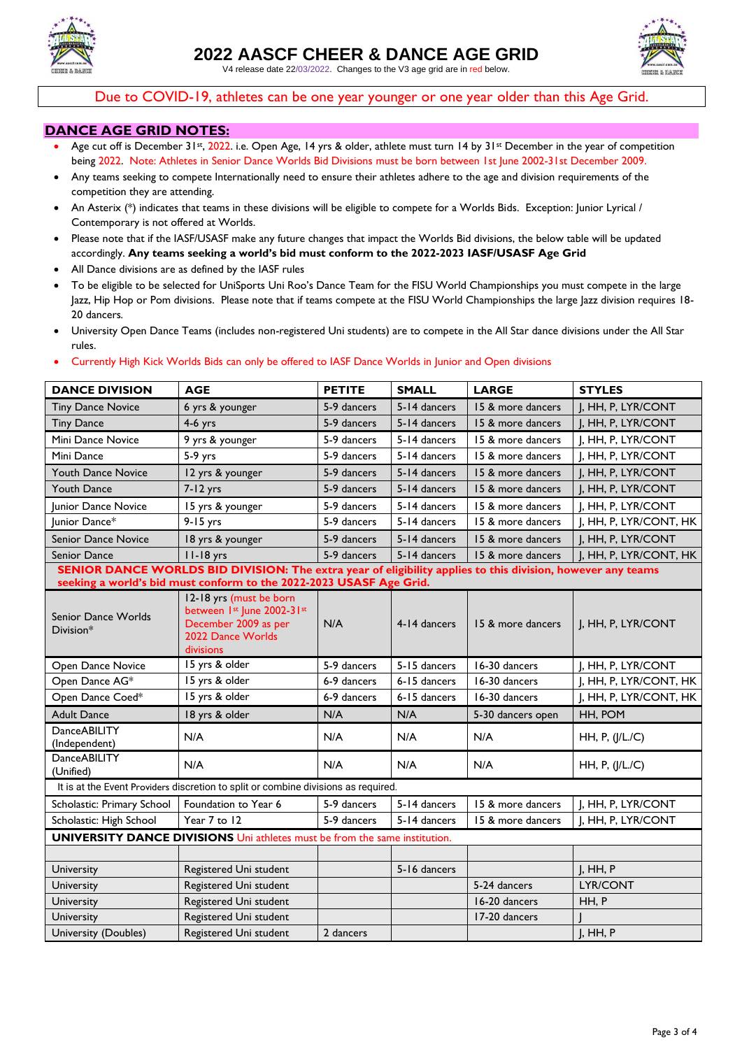# 2022 AASCF CHEER & DANCE AGE GRID

V4 release date 22/03/2022. Changes to the V3 age grid are in red below.

Due to COVID-19, athletes can be one year younger or one year older than this Age Grid.

## DANCE AGE GRID NOTES:

- Age cut off is December 31st, 2022. i.e. Open Age, 14 yrs & older, athlete must turn 14 by 31st December in the year of competition being 2022. Note: Athletes in Senior Dance Worlds Bid Divisions must be born between 1st June 2002-31st December 2009.
- Any teams seeking to compete Internationally need to ensure their athletes adhere to the age and division requirements of the competition they are attending.
- An Asterix (*) indicates that teams in these divisions will be eligible to compete for a Worlds Bids. Exception: Junior Lyrical / Contemporary is not offered at Worlds.
- Please note that if the IASF/USASF make any future changes that impact the Worlds Bid divisions, the below table will be updated accordingly. **Any teams seeking a world's bid must conform to the 2022-2023 IASF/USASF Age Grid**
- All Dance divisions are as defined by the IASF rules
- To be eligible to be selected for UniSports Uni Roo's Dance Team for the FISU World Championships you must compete in the large Jazz, Hip Hop or Pom divisions. Please note that if teams compete at the FISU World Championships the large Jazz division requires 18-20 dancers.
- University Open Dance Teams (includes non-registered Uni students) are to compete in the All Star dance divisions under the All Star rules.
- Currently High Kick Worlds Bids can only be offered to IASF Dance Worlds in Junior and Open divisions

| DANCE DIVISION | AGE | PETITE | SMALL | LARGE | STYLES |
|---|---|---|---|---|---|
| Tiny Dance Novice | 6 yrs & younger | 5-9 dancers | 5-14 dancers | 15 & more dancers | J, HH, P, LYR/CONT |
| Tiny Dance | 4-6 yrs | 5-9 dancers | 5-14 dancers | 15 & more dancers | J, HH, P, LYR/CONT |
| Mini Dance Novice | 9 yrs & younger | 5-9 dancers | 5-14 dancers | 15 & more dancers | J, HH, P, LYR/CONT |
| Mini Dance | 5-9 yrs | 5-9 dancers | 5-14 dancers | 15 & more dancers | J, HH, P, LYR/CONT |
| Youth Dance Novice | 12 yrs & younger | 5-9 dancers | 5-14 dancers | 15 & more dancers | J, HH, P, LYR/CONT |
| Youth Dance | 7-12 yrs | 5-9 dancers | 5-14 dancers | 15 & more dancers | J, HH, P, LYR/CONT |
| Junior Dance Novice | 15 yrs & younger | 5-9 dancers | 5-14 dancers | 15 & more dancers | J, HH, P, LYR/CONT |
| Junior Dance* | 9-15 yrs | 5-9 dancers | 5-14 dancers | 15 & more dancers | J, HH, P, LYR/CONT, HK |
| Senior Dance Novice | 18 yrs & younger | 5-9 dancers | 5-14 dancers | 15 & more dancers | J, HH, P, LYR/CONT |
| Senior Dance | 11-18 yrs | 5-9 dancers | 5-14 dancers | 15 & more dancers | J, HH, P, LYR/CONT, HK |
| **SENIOR DANCE WORLDS BID DIVISION: The extra year of eligibility applies to this division, however any teams seeking a world's bid must conform to the 2022-2023 USASF Age Grid.** | | | | | |
| Senior Dance Worlds Division* | 12-18 yrs (must be born between 1st June 2002-31st December 2009 as per 2022 Dance Worlds divisions | N/A | 4-14 dancers | 15 & more dancers | J, HH, P, LYR/CONT |
| Open Dance Novice | 15 yrs & older | 5-9 dancers | 5-15 dancers | 16-30 dancers | J, HH, P, LYR/CONT |
| Open Dance AG* | 15 yrs & older | 6-9 dancers | 6-15 dancers | 16-30 dancers | J, HH, P, LYR/CONT, HK |
| Open Dance Coed* | 15 yrs & older | 6-9 dancers | 6-15 dancers | 16-30 dancers | J, HH, P, LYR/CONT, HK |
| Adult Dance | 18 yrs & older | N/A | N/A | 5-30 dancers open | HH, POM |
| DanceABILITY (Independent) | N/A | N/A | N/A | N/A | HH, P, (J/L./C) |
| DanceABILITY (Unified) | N/A | N/A | N/A | N/A | HH, P, (J/L./C) |
| It is at the Event Providers discretion to split or combine divisions as required. | | | | | |
| Scholastic: Primary School | Foundation to Year 6 | 5-9 dancers | 5-14 dancers | 15 & more dancers | J, HH, P, LYR/CONT |
| Scholastic: High School | Year 7 to 12 | 5-9 dancers | 5-14 dancers | 15 & more dancers | J, HH, P, LYR/CONT |
| **UNIVERSITY DANCE DIVISIONS** Uni athletes must be from the same institution. | | | | | |
| | | | | | |
| University | Registered Uni student | | 5-16 dancers | | J, HH, P |
| University | Registered Uni student | | | 5-24 dancers | LYR/CONT |
| University | Registered Uni student | | | 16-20 dancers | HH, P |
| University | Registered Uni student | | | 17-20 dancers | J |
| University (Doubles) | Registered Uni student | 2 dancers | | | J, HH, P |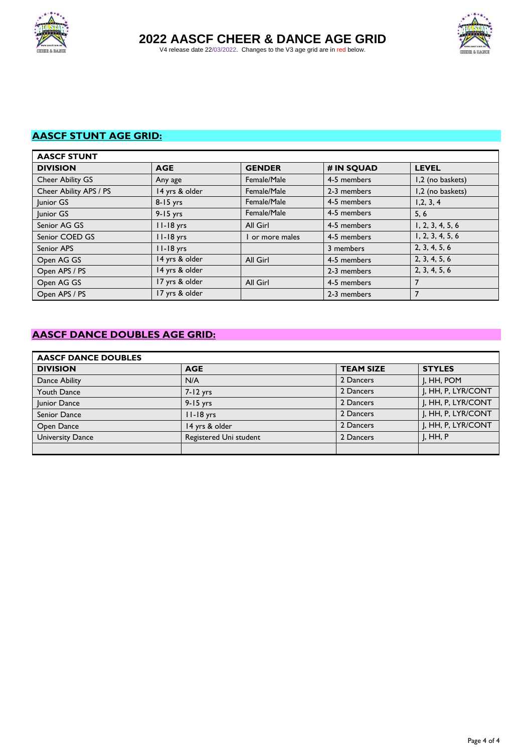# 2022 AASCF CHEER & DANCE AGE GRID

V4 release date 22/03/2022. Changes to the V3 age grid are in red below.

## AASCF STUNT AGE GRID:

| AASCF STUNT | | | | |
|---|---|---|---|---|
| **DIVISION** | **AGE** | **GENDER** | **# IN SQUAD** | **LEVEL** |
| Cheer Ability GS | Any age | Female/Male | 4-5 members | 1,2 (no baskets) |
| Cheer Ability APS / PS | 14 yrs & older | Female/Male | 2-3 members | 1,2 (no baskets) |
| Junior GS | 8-15 yrs | Female/Male | 4-5 members | 1,2, 3, 4 |
| Junior GS | 9-15 yrs | Female/Male | 4-5 members | 5, 6 |
| Senior AG GS | 11-18 yrs | All Girl | 4-5 members | 1, 2, 3, 4, 5, 6 |
| Senior COED GS | 11-18 yrs | 1 or more males | 4-5 members | 1, 2, 3, 4, 5, 6 |
| Senior APS | 11-18 yrs | | 3 members | 2, 3, 4, 5, 6 |
| Open AG GS | 14 yrs & older | All Girl | 4-5 members | 2, 3, 4, 5, 6 |
| Open APS / PS | 14 yrs & older | | 2-3 members | 2, 3, 4, 5, 6 |
| Open AG GS | 17 yrs & older | All Girl | 4-5 members | 7 |
| Open APS / PS | 17 yrs & older | | 2-3 members | 7 |

## AASCF DANCE DOUBLES AGE GRID:

| AASCF DANCE DOUBLES | | | |
|---|---|---|---|
| **DIVISION** | **AGE** | **TEAM SIZE** | **STYLES** |
| Dance Ability | N/A | 2 Dancers | J, HH, POM |
| Youth Dance | 7-12 yrs | 2 Dancers | J, HH, P, LYR/CONT |
| Junior Dance | 9-15 yrs | 2 Dancers | J, HH, P, LYR/CONT |
| Senior Dance | 11-18 yrs | 2 Dancers | J, HH, P, LYR/CONT |
| Open Dance | 14 yrs & older | 2 Dancers | J, HH, P, LYR/CONT |
| University Dance | Registered Uni student | 2 Dancers | J, HH, P |
| | | | |